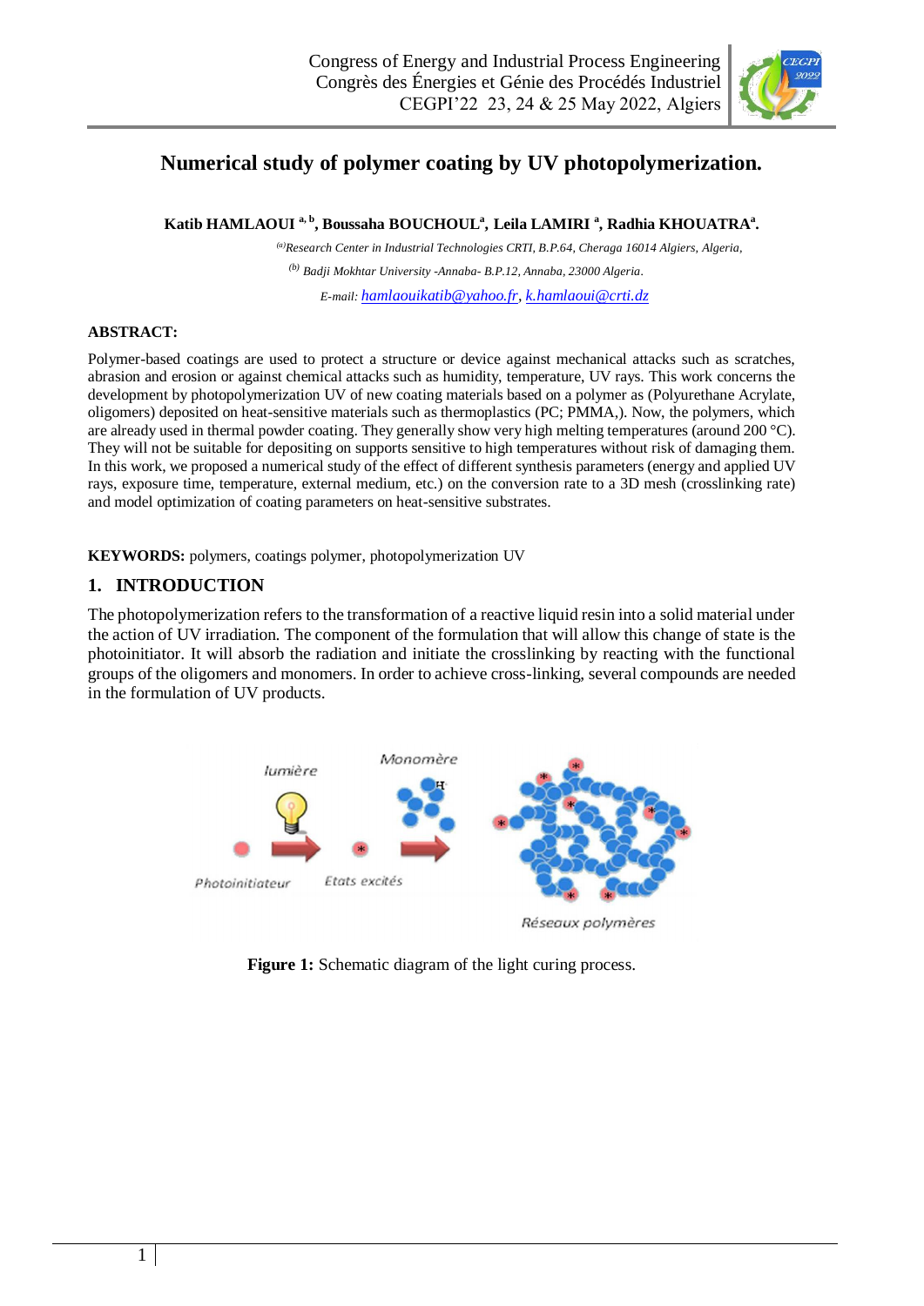# Numerical study of polymer coating by UV photopolymerization.

**Katib HAMLAOUI [a, b], Boussaha BOUCHOUL[a], Leila LAMIRI [a], Radhia KHOUATRA[a].**

*[(a)]Research Center in Industrial Technologies CRTI, B.P.64, Cheraga 16014 Algiers, Algeria,*

*[(b)] Badji Mokhtar University -Annaba- B.P.12, Annaba, 23000 Algeria.*

*E-mail:* hamlaouikatib@yahoo.fr, k.hamlaoui@crti.dz

**ABSTRACT:**

Polymer-based coatings are used to protect a structure or device against mechanical attacks such as scratches, abrasion and erosion or against chemical attacks such as humidity, temperature, UV rays. This work concerns the development by photopolymerization UV of new coating materials based on a polymer as (Polyurethane Acrylate, oligomers) deposited on heat-sensitive materials such as thermoplastics (PC; PMMA,). Now, the polymers, which are already used in thermal powder coating. They generally show very high melting temperatures (around 200 °C). They will not be suitable for depositing on supports sensitive to high temperatures without risk of damaging them. In this work, we proposed a numerical study of the effect of different synthesis parameters (energy and applied UV rays, exposure time, temperature, external medium, etc.) on the conversion rate to a 3D mesh (crosslinking rate) and model optimization of coating parameters on heat-sensitive substrates.

**KEYWORDS:** polymers, coatings polymer, photopolymerization UV

## 1. INTRODUCTION

The photopolymerization refers to the transformation of a reactive liquid resin into a solid material under the action of UV irradiation. The component of the formulation that will allow this change of state is the photoinitiator. It will absorb the radiation and initiate the crosslinking by reacting with the functional groups of the oligomers and monomers. In order to achieve cross-linking, several compounds are needed in the formulation of UV products.

lumière — Monomère — Photoinitiateur — Etats excités — Réseaux polymères

**Figure 1:** Schematic diagram of the light curing process.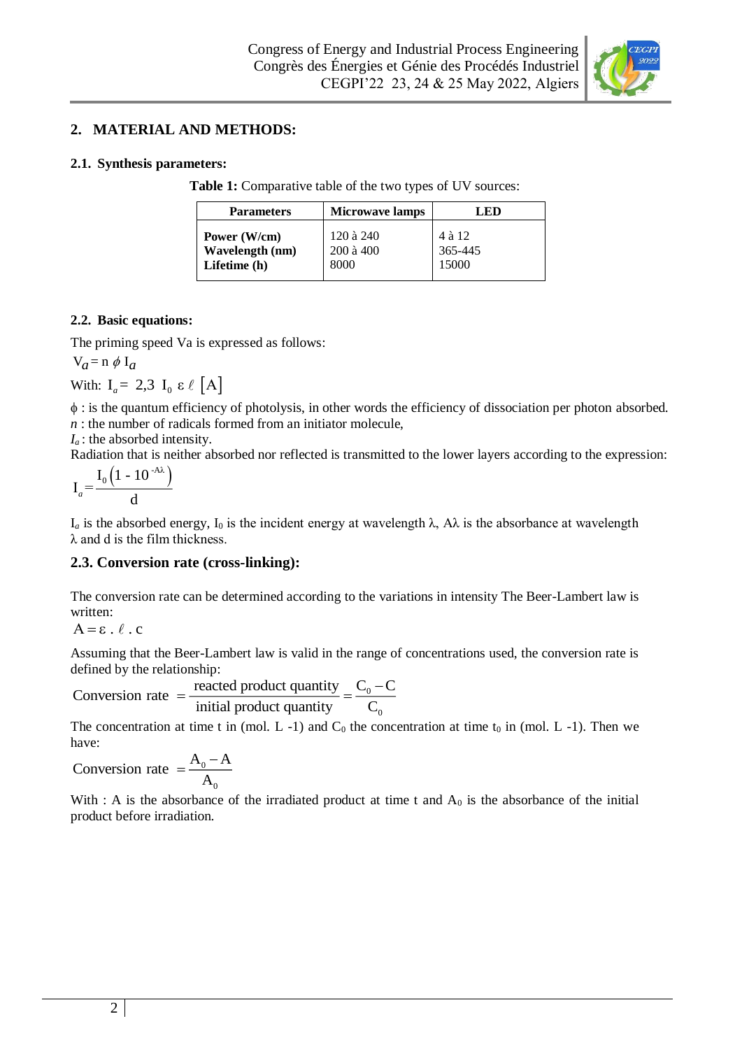## 2. MATERIAL AND METHODS:

### 2.1. Synthesis parameters:

**Table 1:** Comparative table of the two types of UV sources:

| Parameters | Microwave lamps | LED |
|---|---|---|
| **Power (W/cm)** | 120 à 240 | 4 à 12 |
| **Wavelength (nm)** | 200 à 400 | 365-445 |
| **Lifetime (h)** | 8000 | 15000 |

### 2.2. Basic equations:

The priming speed Va is expressed as follows:

$$V_a = n\ \phi\ I_a$$

With: $I_a = 2{,}3\ I_0\ \varepsilon\ \ell\ [A]$

$\phi$ : is the quantum efficiency of photolysis, in other words the efficiency of dissociation per photon absorbed.

*n* : the number of radicals formed from an initiator molecule,

$I_a$ : the absorbed intensity.

Radiation that is neither absorbed nor reflected is transmitted to the lower layers according to the expression:

$$I_a = \frac{I_0\left(1 - 10^{-A\lambda}\right)}{d}$$

$I_a$ is the absorbed energy, $I_0$ is the incident energy at wavelength λ, Aλ is the absorbance at wavelength λ and d is the film thickness.

### 2.3. Conversion rate (cross-linking):

The conversion rate can be determined according to the variations in intensity The Beer-Lambert law is written:

$$A = \varepsilon\ .\ \ell\ .\ c$$

Assuming that the Beer-Lambert law is valid in the range of concentrations used, the conversion rate is defined by the relationship:

$$\text{Conversion rate } = \frac{\text{reacted product quantity}}{\text{initial product quantity}} = \frac{C_0 - C}{C_0}$$

The concentration at time t in (mol. L -1) and $C_0$ the concentration at time $t_0$ in (mol. L -1). Then we have:

$$\text{Conversion rate } = \frac{A_0 - A}{A_0}$$

With : A is the absorbance of the irradiated product at time t and $A_0$ is the absorbance of the initial product before irradiation.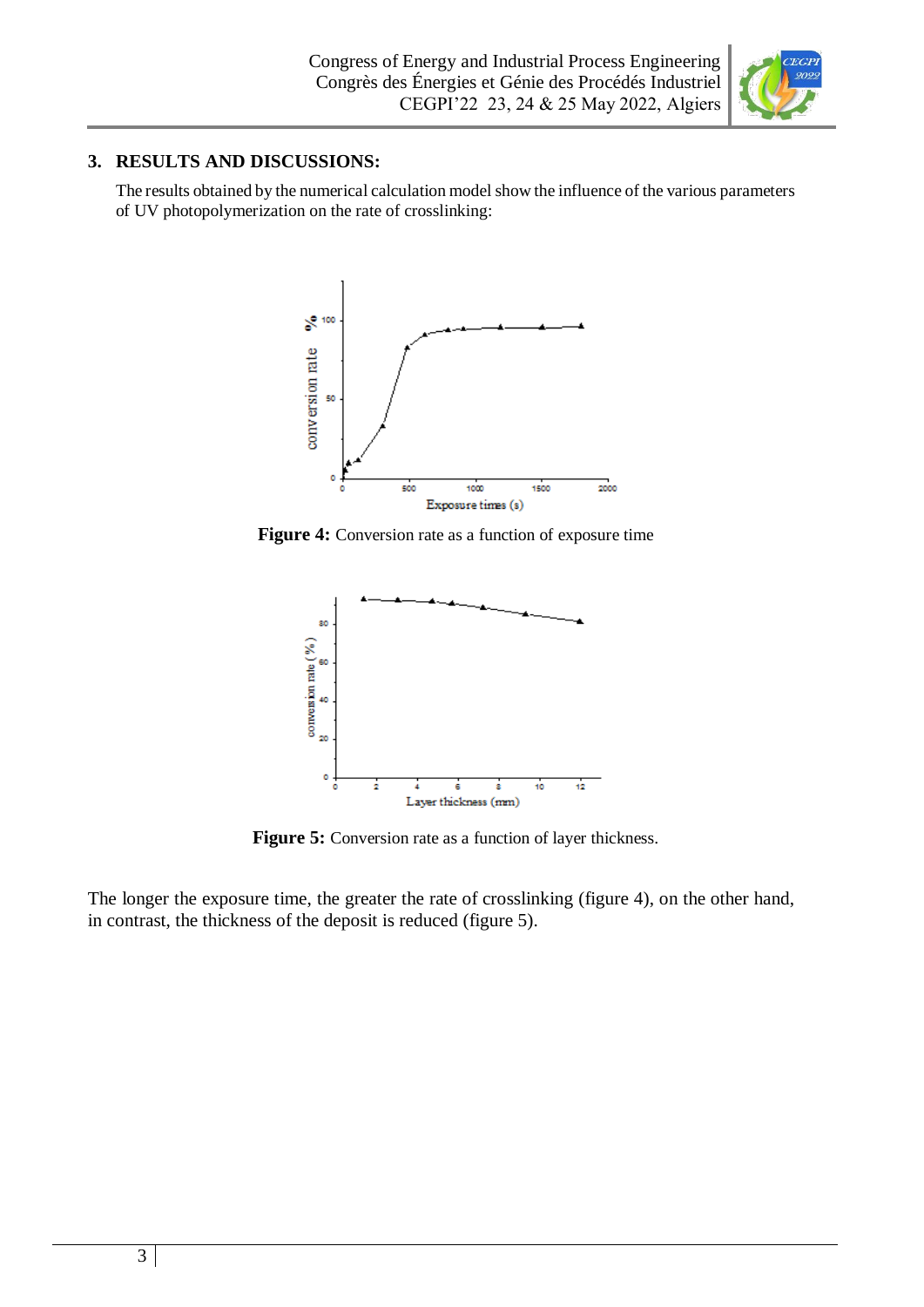## 3. RESULTS AND DISCUSSIONS:

The results obtained by the numerical calculation model show the influence of the various parameters of UV photopolymerization on the rate of crosslinking:

**Figure 4:** Conversion rate as a function of exposure time

**Figure 5:** Conversion rate as a function of layer thickness.

The longer the exposure time, the greater the rate of crosslinking (figure 4), on the other hand, in contrast, the thickness of the deposit is reduced (figure 5).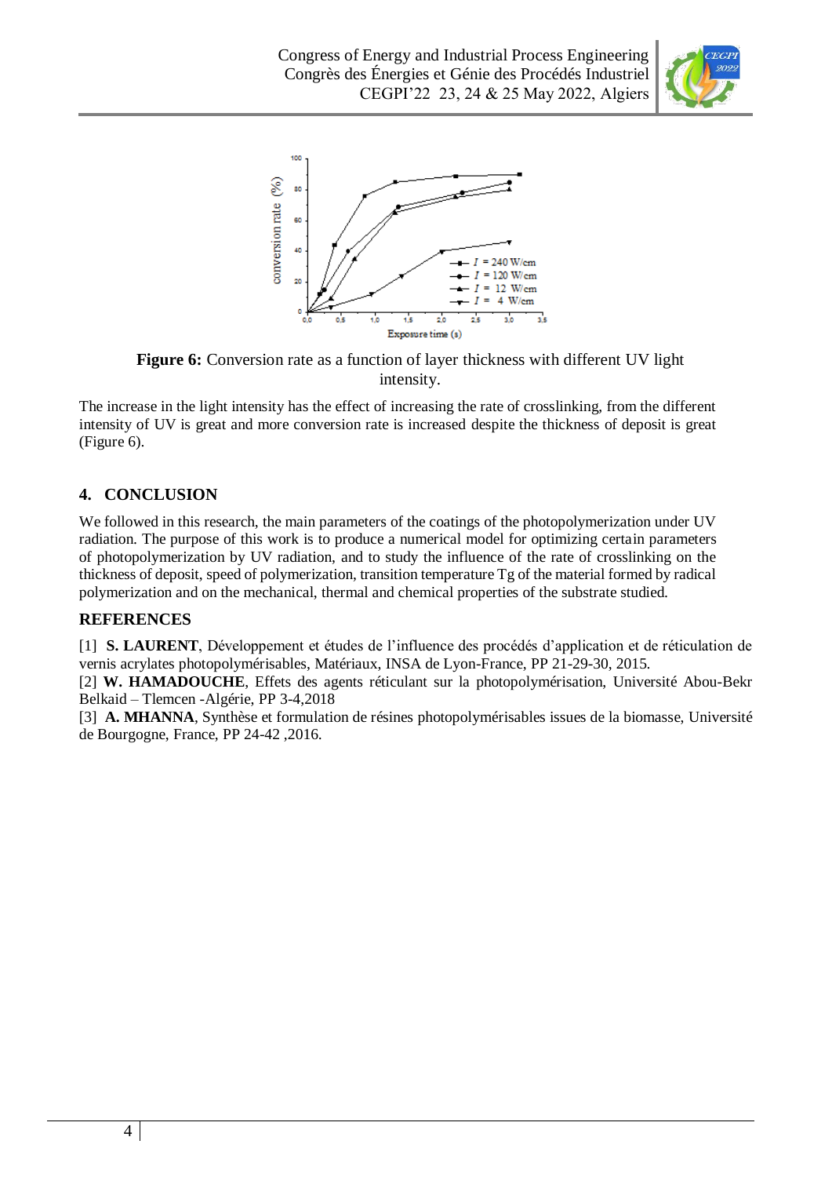conversion rate (%)

100
80
60
40
20
0

0,0 0,5 1,0 1,5 2,0 2,5 3,0 3,5

Exposure time (s)

I = 240 W/cm
I = 120 W/cm
I = 12 W/cm
I = 4 W/cm

**Figure 6:** Conversion rate as a function of layer thickness with different UV light intensity.

The increase in the light intensity has the effect of increasing the rate of crosslinking, from the different intensity of UV is great and more conversion rate is increased despite the thickness of deposit is great (Figure 6).

## 4. CONCLUSION

We followed in this research, the main parameters of the coatings of the photopolymerization under UV radiation. The purpose of this work is to produce a numerical model for optimizing certain parameters of photopolymerization by UV radiation, and to study the influence of the rate of crosslinking on the thickness of deposit, speed of polymerization, transition temperature Tg of the material formed by radical polymerization and on the mechanical, thermal and chemical properties of the substrate studied.

## REFERENCES

[1] **S. LAURENT**, Développement et études de l'influence des procédés d'application et de réticulation de vernis acrylates photopolymérisables, Matériaux, INSA de Lyon-France, PP 21-29-30, 2015.

[2] **W. HAMADOUCHE**, Effets des agents réticulant sur la photopolymérisation, Université Abou-Bekr Belkaid – Tlemcen -Algérie, PP 3-4,2018

[3] **A. MHANNA**, Synthèse et formulation de résines photopolymérisables issues de la biomasse, Université de Bourgogne, France, PP 24-42 ,2016.